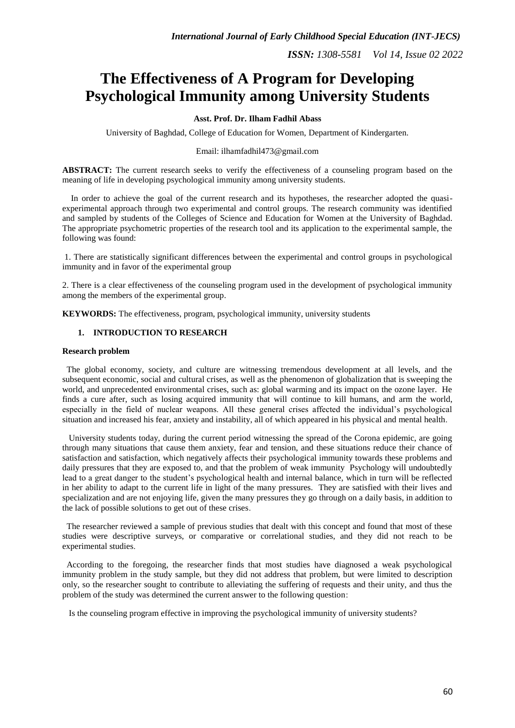# The Effectiveness of A Program for Developing Psychological Immunity among University Students

**Asst. Prof. Dr. Ilham Fadhil Abass**

University of Baghdad, College of Education for Women, Department of Kindergarten.

Email: ilhamfadhil473@gmail.com

**ABSTRACT:** The current research seeks to verify the effectiveness of a counseling program based on the meaning of life in developing psychological immunity among university students.

In order to achieve the goal of the current research and its hypotheses, the researcher adopted the quasi-experimental approach through two experimental and control groups. The research community was identified and sampled by students of the Colleges of Science and Education for Women at the University of Baghdad. The appropriate psychometric properties of the research tool and its application to the experimental sample, the following was found:

1. There are statistically significant differences between the experimental and control groups in psychological immunity and in favor of the experimental group

2. There is a clear effectiveness of the counseling program used in the development of psychological immunity among the members of the experimental group.

**KEYWORDS:** The effectiveness, program, psychological immunity, university students

## 1. INTRODUCTION TO RESEARCH

### Research problem

The global economy, society, and culture are witnessing tremendous development at all levels, and the subsequent economic, social and cultural crises, as well as the phenomenon of globalization that is sweeping the world, and unprecedented environmental crises, such as: global warming and its impact on the ozone layer. He finds a cure after, such as losing acquired immunity that will continue to kill humans, and arm the world, especially in the field of nuclear weapons. All these general crises affected the individual's psychological situation and increased his fear, anxiety and instability, all of which appeared in his physical and mental health.

University students today, during the current period witnessing the spread of the Corona epidemic, are going through many situations that cause them anxiety, fear and tension, and these situations reduce their chance of satisfaction and satisfaction, which negatively affects their psychological immunity towards these problems and daily pressures that they are exposed to, and that the problem of weak immunity Psychology will undoubtedly lead to a great danger to the student's psychological health and internal balance, which in turn will be reflected in her ability to adapt to the current life in light of the many pressures. They are satisfied with their lives and specialization and are not enjoying life, given the many pressures they go through on a daily basis, in addition to the lack of possible solutions to get out of these crises.

The researcher reviewed a sample of previous studies that dealt with this concept and found that most of these studies were descriptive surveys, or comparative or correlational studies, and they did not reach to be experimental studies.

According to the foregoing, the researcher finds that most studies have diagnosed a weak psychological immunity problem in the study sample, but they did not address that problem, but were limited to description only, so the researcher sought to contribute to alleviating the suffering of requests and their unity, and thus the problem of the study was determined the current answer to the following question:

Is the counseling program effective in improving the psychological immunity of university students?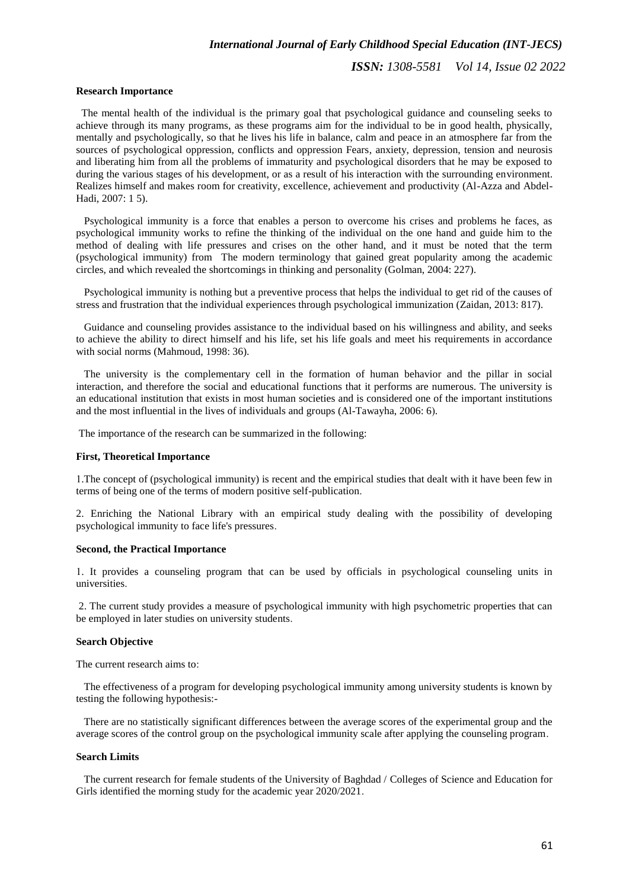**Research Importance**

The mental health of the individual is the primary goal that psychological guidance and counseling seeks to achieve through its many programs, as these programs aim for the individual to be in good health, physically, mentally and psychologically, so that he lives his life in balance, calm and peace in an atmosphere far from the sources of psychological oppression, conflicts and oppression Fears, anxiety, depression, tension and neurosis and liberating him from all the problems of immaturity and psychological disorders that he may be exposed to during the various stages of his development, or as a result of his interaction with the surrounding environment. Realizes himself and makes room for creativity, excellence, achievement and productivity (Al-Azza and Abdel-Hadi, 2007: 1 5).

Psychological immunity is a force that enables a person to overcome his crises and problems he faces, as psychological immunity works to refine the thinking of the individual on the one hand and guide him to the method of dealing with life pressures and crises on the other hand, and it must be noted that the term (psychological immunity) from The modern terminology that gained great popularity among the academic circles, and which revealed the shortcomings in thinking and personality (Golman, 2004: 227).

Psychological immunity is nothing but a preventive process that helps the individual to get rid of the causes of stress and frustration that the individual experiences through psychological immunization (Zaidan, 2013: 817).

Guidance and counseling provides assistance to the individual based on his willingness and ability, and seeks to achieve the ability to direct himself and his life, set his life goals and meet his requirements in accordance with social norms (Mahmoud, 1998: 36).

The university is the complementary cell in the formation of human behavior and the pillar in social interaction, and therefore the social and educational functions that it performs are numerous. The university is an educational institution that exists in most human societies and is considered one of the important institutions and the most influential in the lives of individuals and groups (Al-Tawayha, 2006: 6).

The importance of the research can be summarized in the following:

**First, Theoretical Importance**

1.The concept of (psychological immunity) is recent and the empirical studies that dealt with it have been few in terms of being one of the terms of modern positive self-publication.

2. Enriching the National Library with an empirical study dealing with the possibility of developing psychological immunity to face life's pressures.

**Second, the Practical Importance**

1. It provides a counseling program that can be used by officials in psychological counseling units in universities.

2. The current study provides a measure of psychological immunity with high psychometric properties that can be employed in later studies on university students.

**Search Objective**

The current research aims to:

The effectiveness of a program for developing psychological immunity among university students is known by testing the following hypothesis:-

There are no statistically significant differences between the average scores of the experimental group and the average scores of the control group on the psychological immunity scale after applying the counseling program.

**Search Limits**

The current research for female students of the University of Baghdad / Colleges of Science and Education for Girls identified the morning study for the academic year 2020/2021.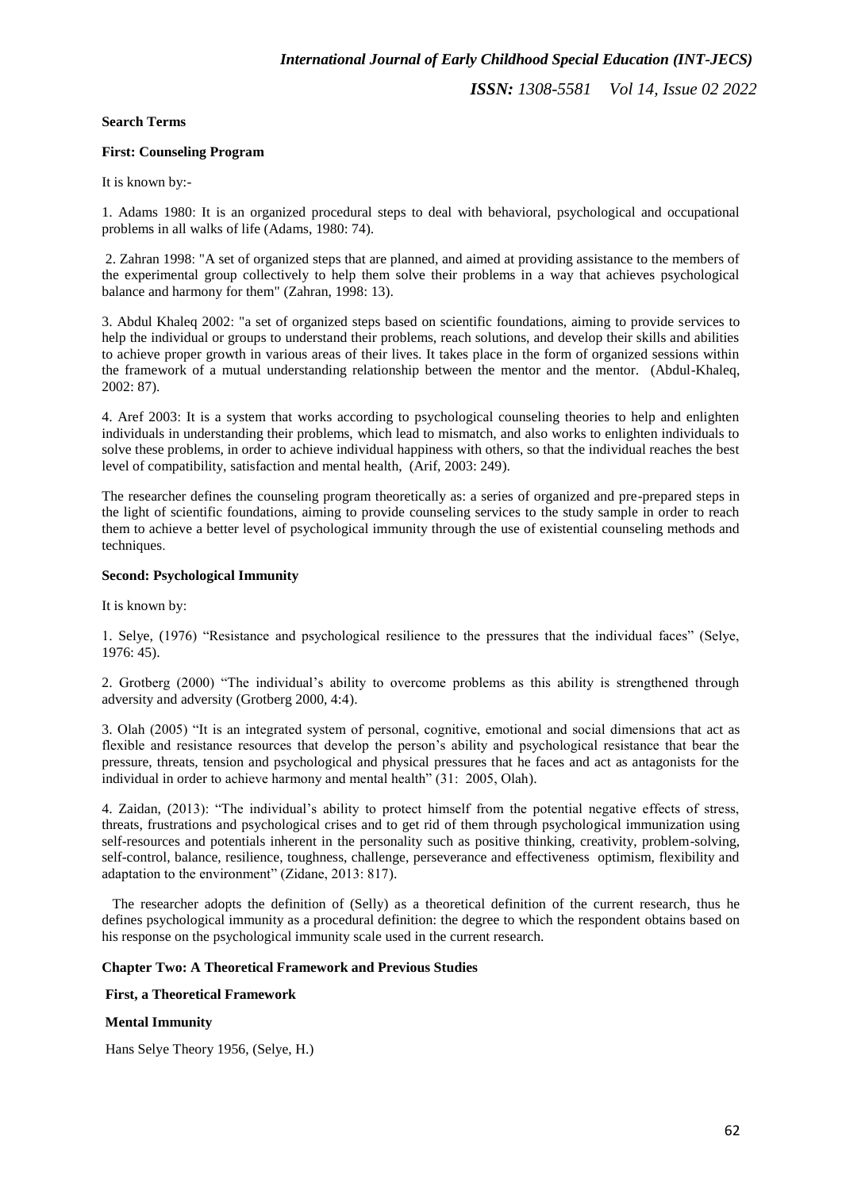**Search Terms**

**First: Counseling Program**

It is known by:-

1. Adams 1980: It is an organized procedural steps to deal with behavioral, psychological and occupational problems in all walks of life (Adams, 1980: 74).

2. Zahran 1998: "A set of organized steps that are planned, and aimed at providing assistance to the members of the experimental group collectively to help them solve their problems in a way that achieves psychological balance and harmony for them" (Zahran, 1998: 13).

3. Abdul Khaleq 2002: "a set of organized steps based on scientific foundations, aiming to provide services to help the individual or groups to understand their problems, reach solutions, and develop their skills and abilities to achieve proper growth in various areas of their lives. It takes place in the form of organized sessions within the framework of a mutual understanding relationship between the mentor and the mentor. (Abdul-Khaleq, 2002: 87).

4. Aref 2003: It is a system that works according to psychological counseling theories to help and enlighten individuals in understanding their problems, which lead to mismatch, and also works to enlighten individuals to solve these problems, in order to achieve individual happiness with others, so that the individual reaches the best level of compatibility, satisfaction and mental health, (Arif, 2003: 249).

The researcher defines the counseling program theoretically as: a series of organized and pre-prepared steps in the light of scientific foundations, aiming to provide counseling services to the study sample in order to reach them to achieve a better level of psychological immunity through the use of existential counseling methods and techniques.

**Second: Psychological Immunity**

It is known by:

1. Selye, (1976) "Resistance and psychological resilience to the pressures that the individual faces" (Selye, 1976: 45).

2. Grotberg (2000) "The individual's ability to overcome problems as this ability is strengthened through adversity and adversity (Grotberg 2000, 4:4).

3. Olah (2005) "It is an integrated system of personal, cognitive, emotional and social dimensions that act as flexible and resistance resources that develop the person's ability and psychological resistance that bear the pressure, threats, tension and psychological and physical pressures that he faces and act as antagonists for the individual in order to achieve harmony and mental health" (31: 2005, Olah).

4. Zaidan, (2013): "The individual's ability to protect himself from the potential negative effects of stress, threats, frustrations and psychological crises and to get rid of them through psychological immunization using self-resources and potentials inherent in the personality such as positive thinking, creativity, problem-solving, self-control, balance, resilience, toughness, challenge, perseverance and effectiveness optimism, flexibility and adaptation to the environment" (Zidane, 2013: 817).

The researcher adopts the definition of (Selly) as a theoretical definition of the current research, thus he defines psychological immunity as a procedural definition: the degree to which the respondent obtains based on his response on the psychological immunity scale used in the current research.

## Chapter Two: A Theoretical Framework and Previous Studies

### First, a Theoretical Framework

**Mental Immunity**

Hans Selye Theory 1956, (Selye, H.)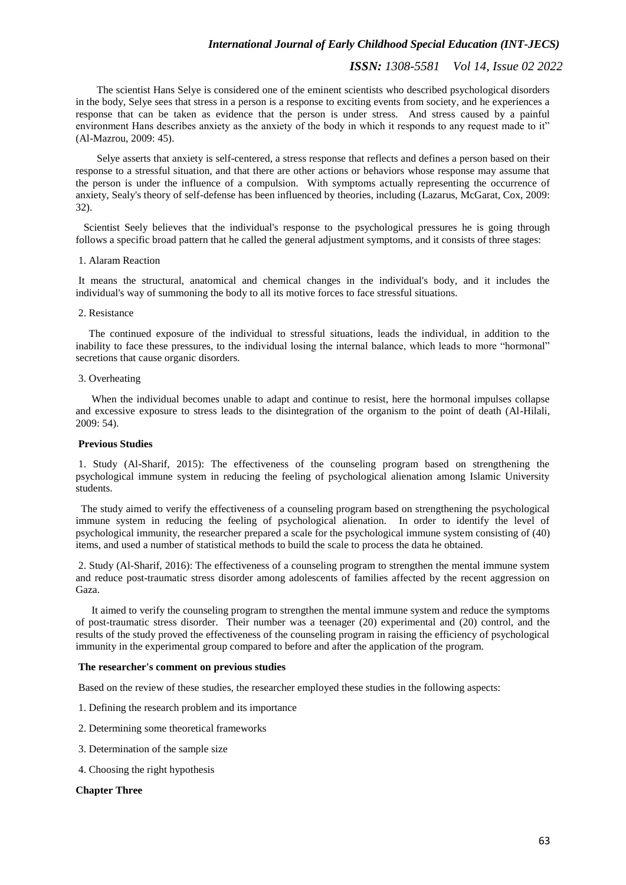The scientist Hans Selye is considered one of the eminent scientists who described psychological disorders in the body, Selye sees that stress in a person is a response to exciting events from society, and he experiences a response that can be taken as evidence that the person is under stress. And stress caused by a painful environment Hans describes anxiety as the anxiety of the body in which it responds to any request made to it" (Al-Mazrou, 2009: 45).

Selye asserts that anxiety is self-centered, a stress response that reflects and defines a person based on their response to a stressful situation, and that there are other actions or behaviors whose response may assume that the person is under the influence of a compulsion. With symptoms actually representing the occurrence of anxiety, Sealy's theory of self-defense has been influenced by theories, including (Lazarus, McGarat, Cox, 2009: 32).

Scientist Seely believes that the individual's response to the psychological pressures he is going through follows a specific broad pattern that he called the general adjustment symptoms, and it consists of three stages:

1. Alaram Reaction

It means the structural, anatomical and chemical changes in the individual's body, and it includes the individual's way of summoning the body to all its motive forces to face stressful situations.

2. Resistance

The continued exposure of the individual to stressful situations, leads the individual, in addition to the inability to face these pressures, to the individual losing the internal balance, which leads to more "hormonal" secretions that cause organic disorders.

3. Overheating

When the individual becomes unable to adapt and continue to resist, here the hormonal impulses collapse and excessive exposure to stress leads to the disintegration of the organism to the point of death (Al-Hilali, 2009: 54).

**Previous Studies**

1. Study (Al-Sharif, 2015): The effectiveness of the counseling program based on strengthening the psychological immune system in reducing the feeling of psychological alienation among Islamic University students.

The study aimed to verify the effectiveness of a counseling program based on strengthening the psychological immune system in reducing the feeling of psychological alienation. In order to identify the level of psychological immunity, the researcher prepared a scale for the psychological immune system consisting of (40) items, and used a number of statistical methods to build the scale to process the data he obtained.

2. Study (Al-Sharif, 2016): The effectiveness of a counseling program to strengthen the mental immune system and reduce post-traumatic stress disorder among adolescents of families affected by the recent aggression on Gaza.

It aimed to verify the counseling program to strengthen the mental immune system and reduce the symptoms of post-traumatic stress disorder. Their number was a teenager (20) experimental and (20) control, and the results of the study proved the effectiveness of the counseling program in raising the efficiency of psychological immunity in the experimental group compared to before and after the application of the program.

**The researcher's comment on previous studies**

Based on the review of these studies, the researcher employed these studies in the following aspects:

1. Defining the research problem and its importance
2. Determining some theoretical frameworks
3. Determination of the sample size
4. Choosing the right hypothesis

**Chapter Three**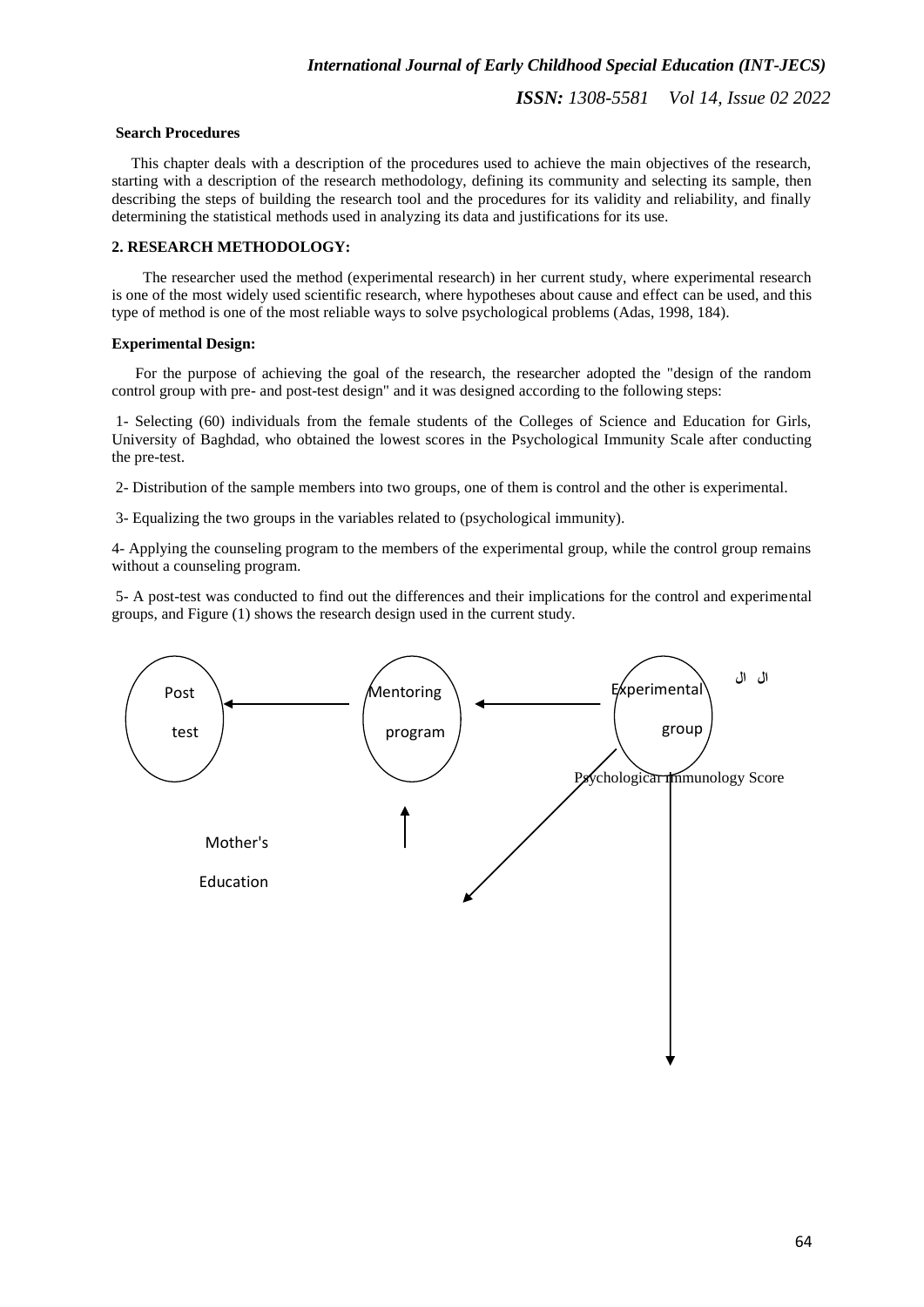**Search Procedures**

This chapter deals with a description of the procedures used to achieve the main objectives of the research, starting with a description of the research methodology, defining its community and selecting its sample, then describing the steps of building the research tool and the procedures for its validity and reliability, and finally determining the statistical methods used in analyzing its data and justifications for its use.

## 2. RESEARCH METHODOLOGY:

The researcher used the method (experimental research) in her current study, where experimental research is one of the most widely used scientific research, where hypotheses about cause and effect can be used, and this type of method is one of the most reliable ways to solve psychological problems (Adas, 1998, 184).

### Experimental Design:

For the purpose of achieving the goal of the research, the researcher adopted the "design of the random control group with pre- and post-test design" and it was designed according to the following steps:

1- Selecting (60) individuals from the female students of the Colleges of Science and Education for Girls, University of Baghdad, who obtained the lowest scores in the Psychological Immunity Scale after conducting the pre-test.

2- Distribution of the sample members into two groups, one of them is control and the other is experimental.

3- Equalizing the two groups in the variables related to (psychological immunity).

4- Applying the counseling program to the members of the experimental group, while the control group remains without a counseling program.

5- A post-test was conducted to find out the differences and their implications for the control and experimental groups, and Figure (1) shows the research design used in the current study.

Post test

Mentoring program

Experimental group

ال ال

Psychological Immunology Score

Mother's Education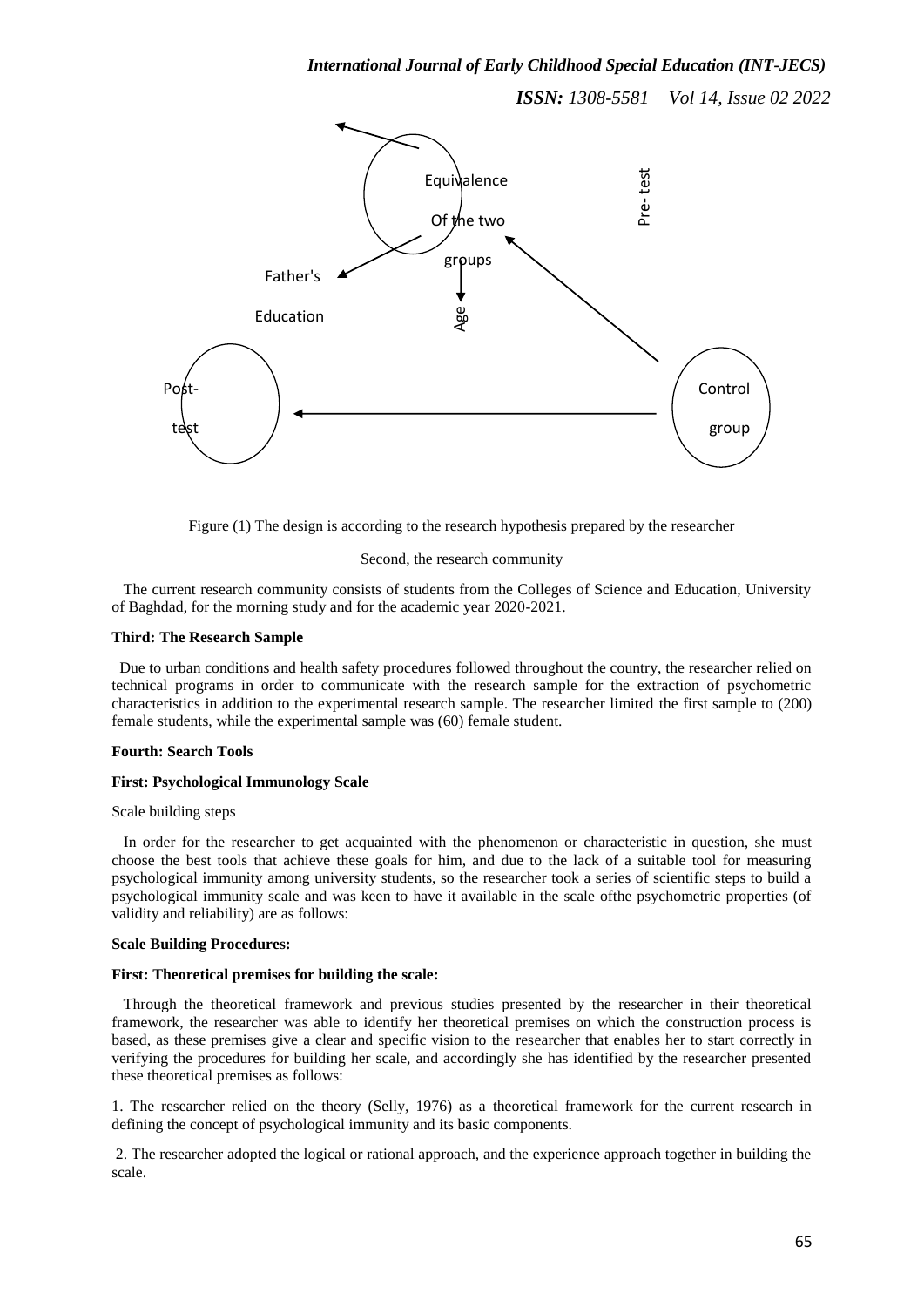Equivalence

Of the two

groups

Pre- test

Father's

Education

Age

Post-

test

Control

group

Figure (1) The design is according to the research hypothesis prepared by the researcher

Second, the research community

The current research community consists of students from the Colleges of Science and Education, University of Baghdad, for the morning study and for the academic year 2020-2021.

**Third: The Research Sample**

Due to urban conditions and health safety procedures followed throughout the country, the researcher relied on technical programs in order to communicate with the research sample for the extraction of psychometric characteristics in addition to the experimental research sample. The researcher limited the first sample to (200) female students, while the experimental sample was (60) female student.

**Fourth: Search Tools**

**First: Psychological Immunology Scale**

Scale building steps

In order for the researcher to get acquainted with the phenomenon or characteristic in question, she must choose the best tools that achieve these goals for him, and due to the lack of a suitable tool for measuring psychological immunity among university students, so the researcher took a series of scientific steps to build a psychological immunity scale and was keen to have it available in the scale ofthe psychometric properties (of validity and reliability) are as follows:

**Scale Building Procedures:**

**First: Theoretical premises for building the scale:**

Through the theoretical framework and previous studies presented by the researcher in their theoretical framework, the researcher was able to identify her theoretical premises on which the construction process is based, as these premises give a clear and specific vision to the researcher that enables her to start correctly in verifying the procedures for building her scale, and accordingly she has identified by the researcher presented these theoretical premises as follows:

1. The researcher relied on the theory (Selly, 1976) as a theoretical framework for the current research in defining the concept of psychological immunity and its basic components.

2. The researcher adopted the logical or rational approach, and the experience approach together in building the scale.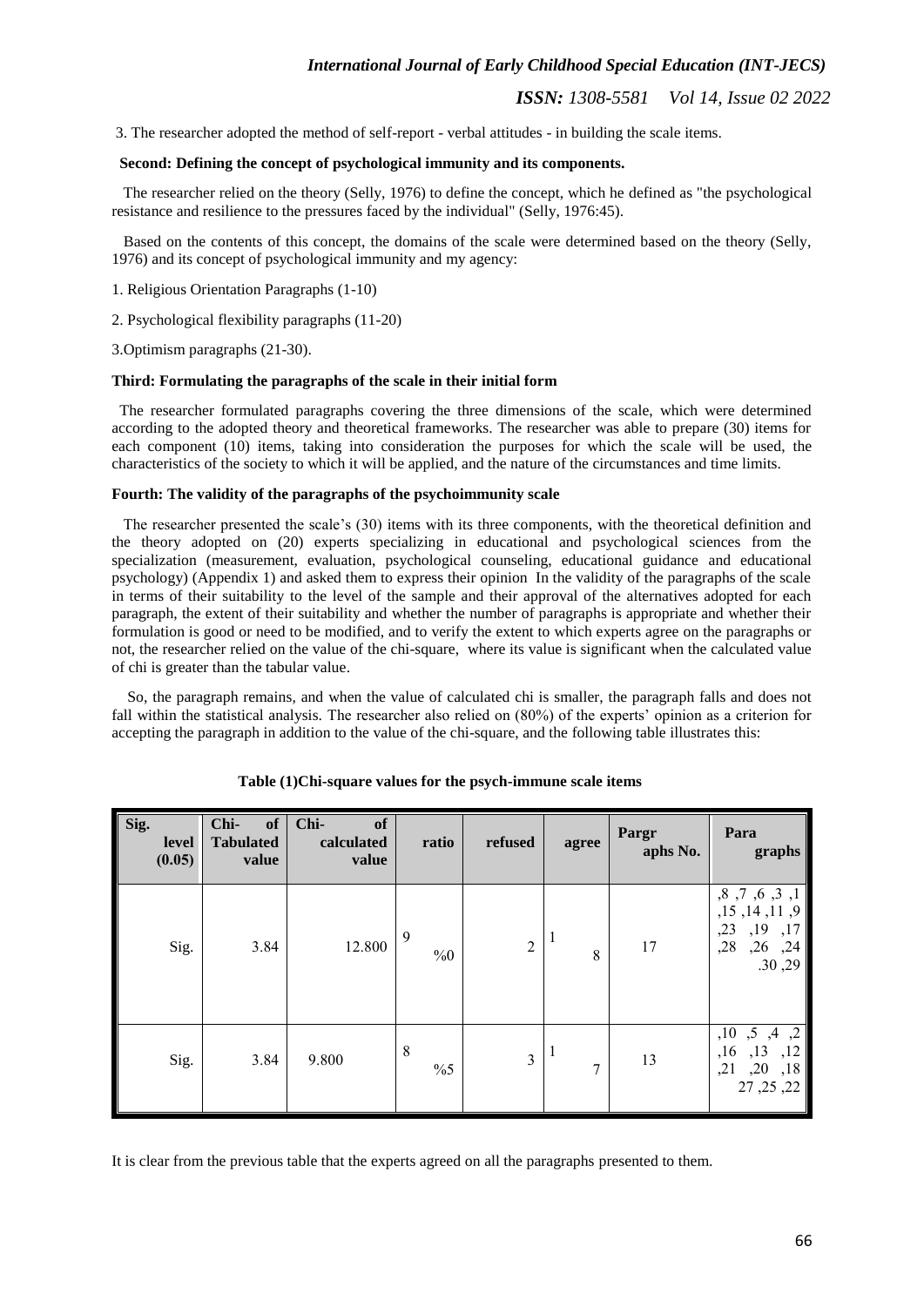3. The researcher adopted the method of self-report - verbal attitudes - in building the scale items.

**Second: Defining the concept of psychological immunity and its components.**

The researcher relied on the theory (Selly, 1976) to define the concept, which he defined as "the psychological resistance and resilience to the pressures faced by the individual" (Selly, 1976:45).

Based on the contents of this concept, the domains of the scale were determined based on the theory (Selly, 1976) and its concept of psychological immunity and my agency:

1. Religious Orientation Paragraphs (1-10)

2. Psychological flexibility paragraphs (11-20)

3.Optimism paragraphs (21-30).

**Third: Formulating the paragraphs of the scale in their initial form**

The researcher formulated paragraphs covering the three dimensions of the scale, which were determined according to the adopted theory and theoretical frameworks. The researcher was able to prepare (30) items for each component (10) items, taking into consideration the purposes for which the scale will be used, the characteristics of the society to which it will be applied, and the nature of the circumstances and time limits.

**Fourth: The validity of the paragraphs of the psychoimmunity scale**

The researcher presented the scale's (30) items with its three components, with the theoretical definition and the theory adopted on (20) experts specializing in educational and psychological sciences from the specialization (measurement, evaluation, psychological counseling, educational guidance and educational psychology) (Appendix 1) and asked them to express their opinion In the validity of the paragraphs of the scale in terms of their suitability to the level of the sample and their approval of the alternatives adopted for each paragraph, the extent of their suitability and whether the number of paragraphs is appropriate and whether their formulation is good or need to be modified, and to verify the extent to which experts agree on the paragraphs or not, the researcher relied on the value of the chi-square, where its value is significant when the calculated value of chi is greater than the tabular value.

So, the paragraph remains, and when the value of calculated chi is smaller, the paragraph falls and does not fall within the statistical analysis. The researcher also relied on (80%) of the experts' opinion as a criterion for accepting the paragraph in addition to the value of the chi-square, and the following table illustrates this:

**Table (1)Chi-square values for the psych-immune scale items**

| Sig. level (0.05) | Chi- of Tabulated value | Chi- of calculated value | ratio | refused | agree | Pargraphs No. | Paragraphs |
|---|---|---|---|---|---|---|---|
| Sig. | 3.84 | 12.800 | 9 %0 | 2 | 1 8 | 17 | ,8 ,7 ,6 ,3 ,1 ,15 ,14 ,11 ,9 ,23 ,19 ,17 ,28 ,26 ,24 .30 ,29 |
| Sig. | 3.84 | 9.800 | 8 %5 | 3 | 1 7 | 13 | ,10 ,5 ,4 ,2 ,16 ,13 ,12 ,21 ,20 ,18 27 ,25 ,22 |

It is clear from the previous table that the experts agreed on all the paragraphs presented to them.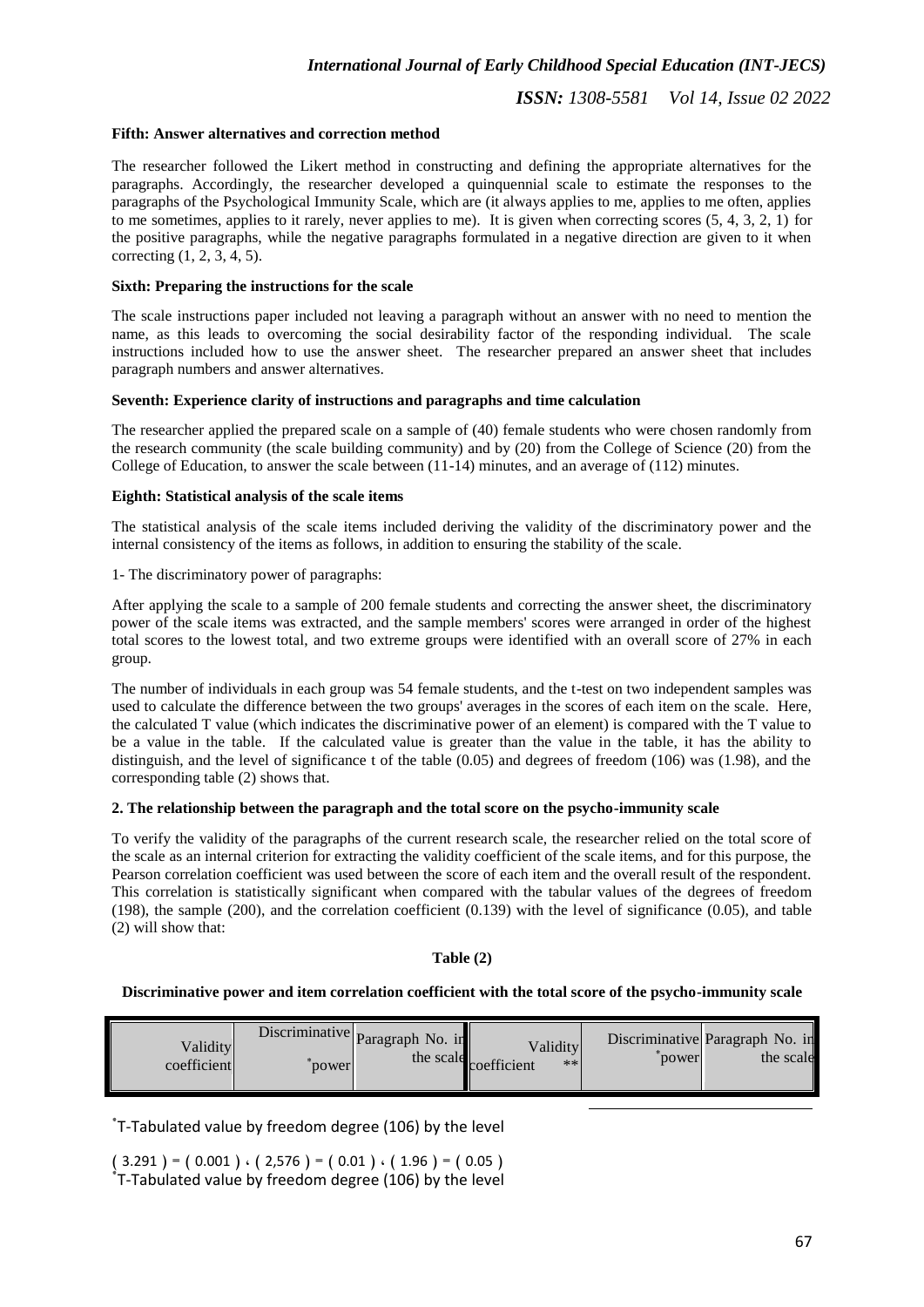**Fifth: Answer alternatives and correction method**

The researcher followed the Likert method in constructing and defining the appropriate alternatives for the paragraphs. Accordingly, the researcher developed a quinquennial scale to estimate the responses to the paragraphs of the Psychological Immunity Scale, which are (it always applies to me, applies to me often, applies to me sometimes, applies to it rarely, never applies to me). It is given when correcting scores (5, 4, 3, 2, 1) for the positive paragraphs, while the negative paragraphs formulated in a negative direction are given to it when correcting (1, 2, 3, 4, 5).

**Sixth: Preparing the instructions for the scale**

The scale instructions paper included not leaving a paragraph without an answer with no need to mention the name, as this leads to overcoming the social desirability factor of the responding individual. The scale instructions included how to use the answer sheet. The researcher prepared an answer sheet that includes paragraph numbers and answer alternatives.

**Seventh: Experience clarity of instructions and paragraphs and time calculation**

The researcher applied the prepared scale on a sample of (40) female students who were chosen randomly from the research community (the scale building community) and by (20) from the College of Science (20) from the College of Education, to answer the scale between (11-14) minutes, and an average of (112) minutes.

**Eighth: Statistical analysis of the scale items**

The statistical analysis of the scale items included deriving the validity of the discriminatory power and the internal consistency of the items as follows, in addition to ensuring the stability of the scale.

1- The discriminatory power of paragraphs:

After applying the scale to a sample of 200 female students and correcting the answer sheet, the discriminatory power of the scale items was extracted, and the sample members' scores were arranged in order of the highest total scores to the lowest total, and two extreme groups were identified with an overall score of 27% in each group.

The number of individuals in each group was 54 female students, and the t-test on two independent samples was used to calculate the difference between the two groups' averages in the scores of each item on the scale. Here, the calculated T value (which indicates the discriminative power of an element) is compared with the T value to be a value in the table. If the calculated value is greater than the value in the table, it has the ability to distinguish, and the level of significance t of the table (0.05) and degrees of freedom (106) was (1.98), and the corresponding table (2) shows that.

**2. The relationship between the paragraph and the total score on the psycho-immunity scale**

To verify the validity of the paragraphs of the current research scale, the researcher relied on the total score of the scale as an internal criterion for extracting the validity coefficient of the scale items, and for this purpose, the Pearson correlation coefficient was used between the score of each item and the overall result of the respondent. This correlation is statistically significant when compared with the tabular values of the degrees of freedom (198), the sample (200), and the correlation coefficient (0.139) with the level of significance (0.05), and table (2) will show that:

**Table (2)**

**Discriminative power and item correlation coefficient with the total score of the psycho-immunity scale**

| Validity coefficient | Discriminative *power | Paragraph No. in the scale | Validity coefficient ** | Discriminative *power | Paragraph No. in the scale |
|---|---|---|---|---|---|

*T-Tabulated value by freedom degree (106) by the level

( 3.291 ) = ( 0.001 ) ، ( 2,576 ) = ( 0.01 ) ، ( 1.96 ) = ( 0.05 )

*T-Tabulated value by freedom degree (106) by the level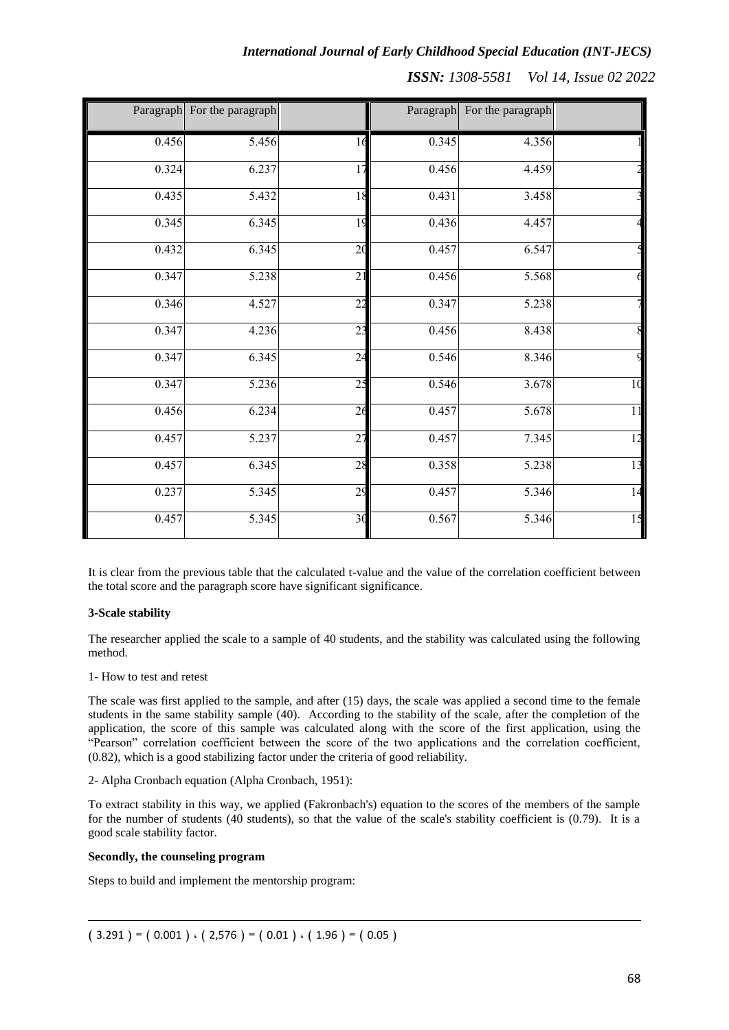| Paragraph | For the paragraph | | Paragraph | For the paragraph | |
|---|---|---|---|---|---|
| 0.456 | 5.456 | 16 | 0.345 | 4.356 | 1 |
| 0.324 | 6.237 | 17 | 0.456 | 4.459 | 2 |
| 0.435 | 5.432 | 18 | 0.431 | 3.458 | 3 |
| 0.345 | 6.345 | 19 | 0.436 | 4.457 | 4 |
| 0.432 | 6.345 | 20 | 0.457 | 6.547 | 5 |
| 0.347 | 5.238 | 21 | 0.456 | 5.568 | 6 |
| 0.346 | 4.527 | 22 | 0.347 | 5.238 | 7 |
| 0.347 | 4.236 | 23 | 0.456 | 8.438 | 8 |
| 0.347 | 6.345 | 24 | 0.546 | 8.346 | 9 |
| 0.347 | 5.236 | 25 | 0.546 | 3.678 | 10 |
| 0.456 | 6.234 | 26 | 0.457 | 5.678 | 11 |
| 0.457 | 5.237 | 27 | 0.457 | 7.345 | 12 |
| 0.457 | 6.345 | 28 | 0.358 | 5.238 | 13 |
| 0.237 | 5.345 | 29 | 0.457 | 5.346 | 14 |
| 0.457 | 5.345 | 30 | 0.567 | 5.346 | 15 |

It is clear from the previous table that the calculated t-value and the value of the correlation coefficient between the total score and the paragraph score have significant significance.

**3-Scale stability**

The researcher applied the scale to a sample of 40 students, and the stability was calculated using the following method.

1- How to test and retest

The scale was first applied to the sample, and after (15) days, the scale was applied a second time to the female students in the same stability sample (40). According to the stability of the scale, after the completion of the application, the score of this sample was calculated along with the score of the first application, using the "Pearson" correlation coefficient between the score of the two applications and the correlation coefficient, (0.82), which is a good stabilizing factor under the criteria of good reliability.

2- Alpha Cronbach equation (Alpha Cronbach, 1951):

To extract stability in this way, we applied (Fakronbach's) equation to the scores of the members of the sample for the number of students (40 students), so that the value of the scale's stability coefficient is (0.79). It is a good scale stability factor.

**Secondly, the counseling program**

Steps to build and implement the mentorship program:

---

( 3.291 ) = ( 0.001 ) ، ( 2,576 ) = ( 0.01 ) ، ( 1.96 ) = ( 0.05 )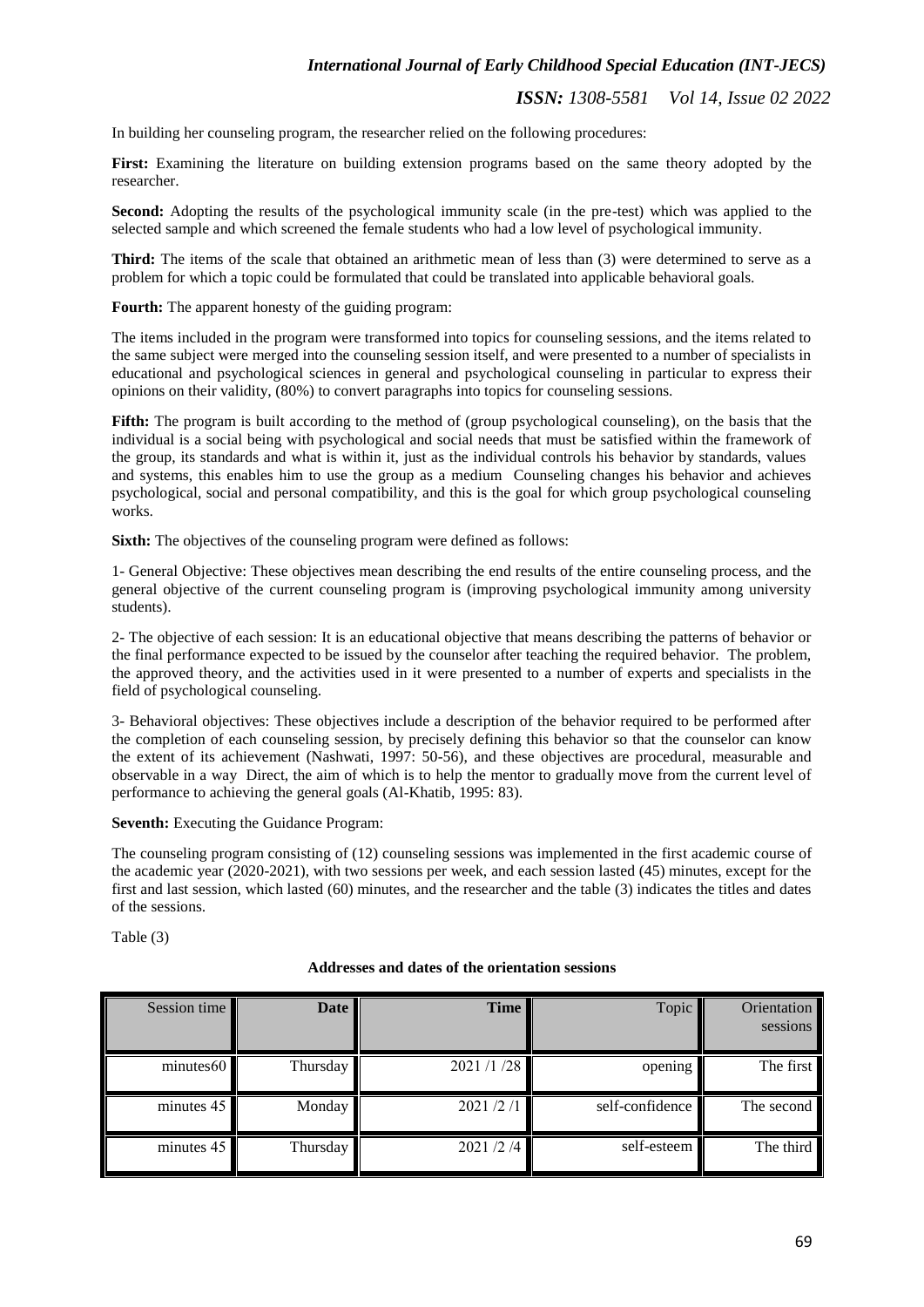In building her counseling program, the researcher relied on the following procedures:

**First:** Examining the literature on building extension programs based on the same theory adopted by the researcher.

**Second:** Adopting the results of the psychological immunity scale (in the pre-test) which was applied to the selected sample and which screened the female students who had a low level of psychological immunity.

**Third:** The items of the scale that obtained an arithmetic mean of less than (3) were determined to serve as a problem for which a topic could be formulated that could be translated into applicable behavioral goals.

**Fourth:** The apparent honesty of the guiding program:

The items included in the program were transformed into topics for counseling sessions, and the items related to the same subject were merged into the counseling session itself, and were presented to a number of specialists in educational and psychological sciences in general and psychological counseling in particular to express their opinions on their validity, (80%) to convert paragraphs into topics for counseling sessions.

**Fifth:** The program is built according to the method of (group psychological counseling), on the basis that the individual is a social being with psychological and social needs that must be satisfied within the framework of the group, its standards and what is within it, just as the individual controls his behavior by standards, values and systems, this enables him to use the group as a medium Counseling changes his behavior and achieves psychological, social and personal compatibility, and this is the goal for which group psychological counseling works.

**Sixth:** The objectives of the counseling program were defined as follows:

1- General Objective: These objectives mean describing the end results of the entire counseling process, and the general objective of the current counseling program is (improving psychological immunity among university students).

2- The objective of each session: It is an educational objective that means describing the patterns of behavior or the final performance expected to be issued by the counselor after teaching the required behavior. The problem, the approved theory, and the activities used in it were presented to a number of experts and specialists in the field of psychological counseling.

3- Behavioral objectives: These objectives include a description of the behavior required to be performed after the completion of each counseling session, by precisely defining this behavior so that the counselor can know the extent of its achievement (Nashwati, 1997: 50-56), and these objectives are procedural, measurable and observable in a way Direct, the aim of which is to help the mentor to gradually move from the current level of performance to achieving the general goals (Al-Khatib, 1995: 83).

**Seventh:** Executing the Guidance Program:

The counseling program consisting of (12) counseling sessions was implemented in the first academic course of the academic year (2020-2021), with two sessions per week, and each session lasted (45) minutes, except for the first and last session, which lasted (60) minutes, and the researcher and the table (3) indicates the titles and dates of the sessions.

Table (3)

**Addresses and dates of the orientation sessions**

| Session time | Date | Time | Topic | Orientation sessions |
|---|---|---|---|---|
| minutes60 | Thursday | 2021 /1 /28 | opening | The first |
| minutes 45 | Monday | 2021 /2 /1 | self-confidence | The second |
| minutes 45 | Thursday | 2021 /2 /4 | self-esteem | The third |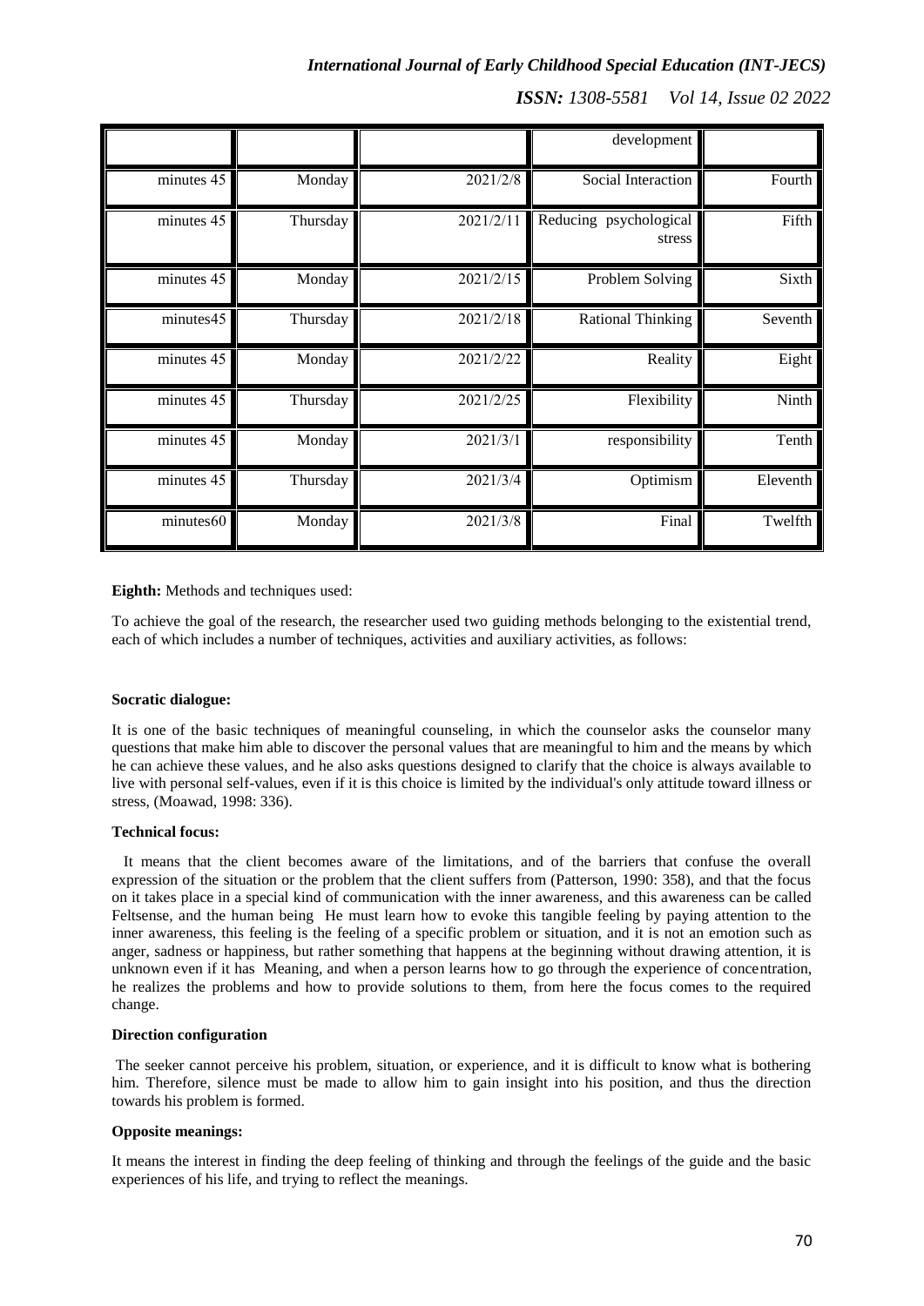| | | | | |
|---|---|---|---|---|
| | | | development | |
| minutes 45 | Monday | 2021/2/8 | Social Interaction | Fourth |
| minutes 45 | Thursday | 2021/2/11 | Reducing psychological stress | Fifth |
| minutes 45 | Monday | 2021/2/15 | Problem Solving | Sixth |
| minutes45 | Thursday | 2021/2/18 | Rational Thinking | Seventh |
| minutes 45 | Monday | 2021/2/22 | Reality | Eight |
| minutes 45 | Thursday | 2021/2/25 | Flexibility | Ninth |
| minutes 45 | Monday | 2021/3/1 | responsibility | Tenth |
| minutes 45 | Thursday | 2021/3/4 | Optimism | Eleventh |
| minutes60 | Monday | 2021/3/8 | Final | Twelfth |

**Eighth:** Methods and techniques used:

To achieve the goal of the research, the researcher used two guiding methods belonging to the existential trend, each of which includes a number of techniques, activities and auxiliary activities, as follows:

**Socratic dialogue:**

It is one of the basic techniques of meaningful counseling, in which the counselor asks the counselor many questions that make him able to discover the personal values that are meaningful to him and the means by which he can achieve these values, and he also asks questions designed to clarify that the choice is always available to live with personal self-values, even if it is this choice is limited by the individual's only attitude toward illness or stress, (Moawad, 1998: 336).

**Technical focus:**

It means that the client becomes aware of the limitations, and of the barriers that confuse the overall expression of the situation or the problem that the client suffers from (Patterson, 1990: 358), and that the focus on it takes place in a special kind of communication with the inner awareness, and this awareness can be called Feltsense, and the human being He must learn how to evoke this tangible feeling by paying attention to the inner awareness, this feeling is the feeling of a specific problem or situation, and it is not an emotion such as anger, sadness or happiness, but rather something that happens at the beginning without drawing attention, it is unknown even if it has Meaning, and when a person learns how to go through the experience of concentration, he realizes the problems and how to provide solutions to them, from here the focus comes to the required change.

**Direction configuration**

The seeker cannot perceive his problem, situation, or experience, and it is difficult to know what is bothering him. Therefore, silence must be made to allow him to gain insight into his position, and thus the direction towards his problem is formed.

**Opposite meanings:**

It means the interest in finding the deep feeling of thinking and through the feelings of the guide and the basic experiences of his life, and trying to reflect the meanings.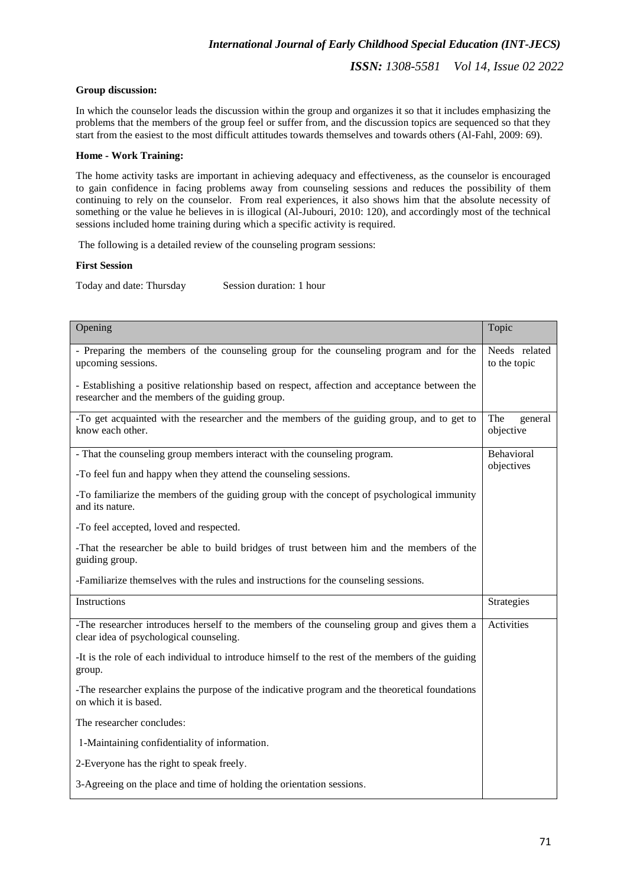**Group discussion:**

In which the counselor leads the discussion within the group and organizes it so that it includes emphasizing the problems that the members of the group feel or suffer from, and the discussion topics are sequenced so that they start from the easiest to the most difficult attitudes towards themselves and towards others (Al-Fahl, 2009: 69).

**Home - Work Training:**

The home activity tasks are important in achieving adequacy and effectiveness, as the counselor is encouraged to gain confidence in facing problems away from counseling sessions and reduces the possibility of them continuing to rely on the counselor. From real experiences, it also shows him that the absolute necessity of something or the value he believes in is illogical (Al-Jubouri, 2010: 120), and accordingly most of the technical sessions included home training during which a specific activity is required.

The following is a detailed review of the counseling program sessions:

**First Session**

Today and date: Thursday Session duration: 1 hour

| Opening | Topic |
|---|---|
| - Preparing the members of the counseling group for the counseling program and for the upcoming sessions.<br><br>- Establishing a positive relationship based on respect, affection and acceptance between the researcher and the members of the guiding group. | Needs related to the topic |
| -To get acquainted with the researcher and the members of the guiding group, and to get to know each other. | The general objective |
| - That the counseling group members interact with the counseling program.<br><br>-To feel fun and happy when they attend the counseling sessions.<br><br>-To familiarize the members of the guiding group with the concept of psychological immunity and its nature.<br><br>-To feel accepted, loved and respected.<br><br>-That the researcher be able to build bridges of trust between him and the members of the guiding group.<br><br>-Familiarize themselves with the rules and instructions for the counseling sessions. | Behavioral objectives |
| Instructions | Strategies |
| -The researcher introduces herself to the members of the counseling group and gives them a clear idea of psychological counseling.<br><br>-It is the role of each individual to introduce himself to the rest of the members of the guiding group.<br><br>-The researcher explains the purpose of the indicative program and the theoretical foundations on which it is based.<br><br>The researcher concludes:<br><br>1-Maintaining confidentiality of information.<br><br>2-Everyone has the right to speak freely.<br><br>3-Agreeing on the place and time of holding the orientation sessions. | Activities |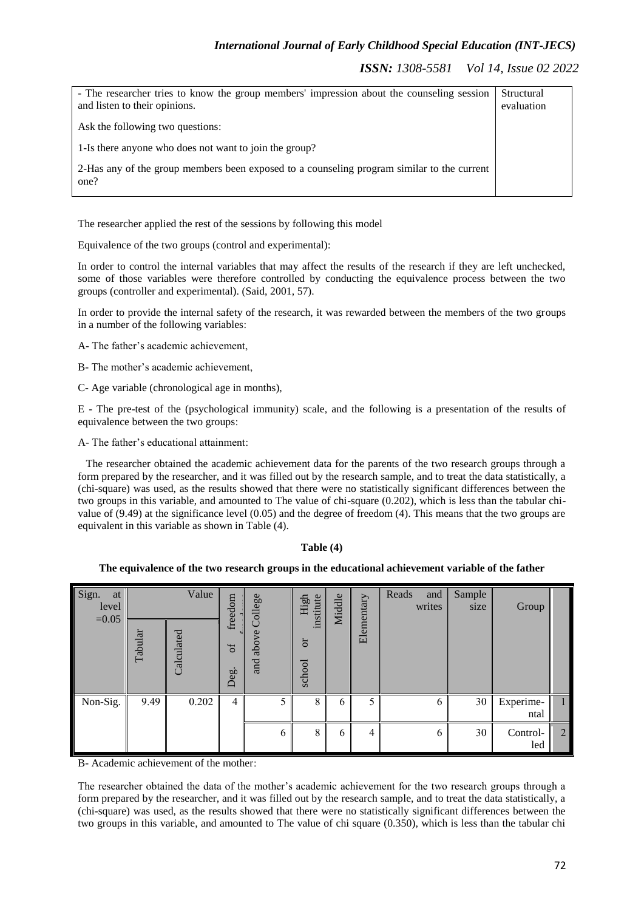| | |
|---|---|
| - The researcher tries to know the group members' impression about the counseling session and listen to their opinions.<br><br>Ask the following two questions:<br><br>1-Is there anyone who does not want to join the group?<br><br>2-Has any of the group members been exposed to a counseling program similar to the current one? | Structural evaluation |

The researcher applied the rest of the sessions by following this model

Equivalence of the two groups (control and experimental):

In order to control the internal variables that may affect the results of the research if they are left unchecked, some of those variables were therefore controlled by conducting the equivalence process between the two groups (controller and experimental). (Said, 2001, 57).

In order to provide the internal safety of the research, it was rewarded between the members of the two groups in a number of the following variables:

A- The father's academic achievement,

B- The mother's academic achievement,

C- Age variable (chronological age in months),

E - The pre-test of the (psychological immunity) scale, and the following is a presentation of the results of equivalence between the two groups:

A- The father's educational attainment:

The researcher obtained the academic achievement data for the parents of the two research groups through a form prepared by the researcher, and it was filled out by the research sample, and to treat the data statistically, a (chi-square) was used, as the results showed that there were no statistically significant differences between the two groups in this variable, and amounted to The value of chi-square (0.202), which is less than the tabular chi-value of (9.49) at the significance level (0.05) and the degree of freedom (4). This means that the two groups are equivalent in this variable as shown in Table (4).

**Table (4)**

**The equivalence of the two research groups in the educational achievement variable of the father**

| Sign. at level =0.05 | Value | | Deg. of freedom | and above College | High school or institute | Middle | Elementary | Reads and writes | Sample size | Group | |
|---|---|---|---|---|---|---|---|---|---|---|---|
| | Tabular | Calculated | | | | | | | | | |
| Non-Sig. | 9.49 | 0.202 | 4 | 5 | 8 | 6 | 5 | 6 | 30 | Experimental | 1 |
| | | | | 6 | 8 | 6 | 4 | 6 | 30 | Controlled | 2 |

B- Academic achievement of the mother:

The researcher obtained the data of the mother's academic achievement for the two research groups through a form prepared by the researcher, and it was filled out by the research sample, and to treat the data statistically, a (chi-square) was used, as the results showed that there were no statistically significant differences between the two groups in this variable, and amounted to The value of chi square (0.350), which is less than the tabular chi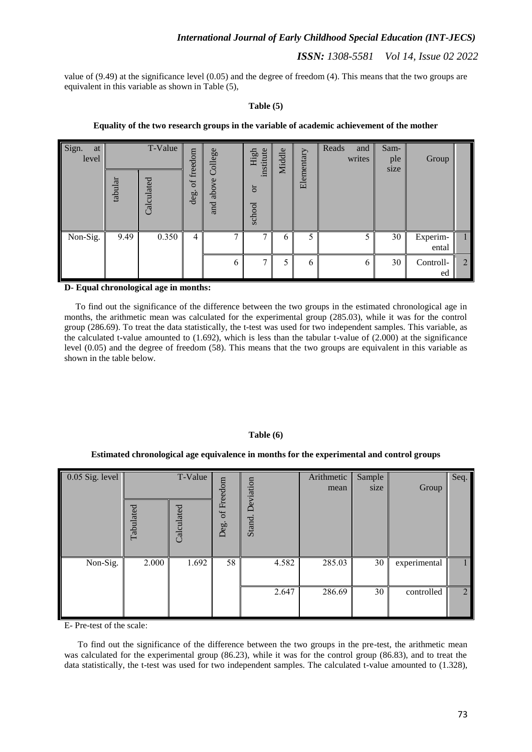value of (9.49) at the significance level (0.05) and the degree of freedom (4). This means that the two groups are equivalent in this variable as shown in Table (5),

**Table (5)**

**Equality of the two research groups in the variable of academic achievement of the mother**

| Sign. at level | T-Value | | deg. of freedom | and above College | High institute or school | Middle | Elementary | Reads and writes | Sample size | Group | |
|---|---|---|---|---|---|---|---|---|---|---|---|
| | tabular | Calculated | | | | | | | | | |
| Non-Sig. | 9.49 | 0.350 | 4 | 7 | 7 | 6 | 5 | 5 | 30 | Experimental | 1 |
| | | | | 6 | 7 | 5 | 6 | 6 | 30 | Controlled | 2 |

**D- Equal chronological age in months:**

To find out the significance of the difference between the two groups in the estimated chronological age in months, the arithmetic mean was calculated for the experimental group (285.03), while it was for the control group (286.69). To treat the data statistically, the t-test was used for two independent samples. This variable, as the calculated t-value amounted to (1.692), which is less than the tabular t-value of (2.000) at the significance level (0.05) and the degree of freedom (58). This means that the two groups are equivalent in this variable as shown in the table below.

**Table (6)**

**Estimated chronological age equivalence in months for the experimental and control groups**

| 0.05 Sig. level | T-Value | | Deg. of Freedom | Stand. Deviation | Arithmetic mean | Sample size | Group | Seq. |
|---|---|---|---|---|---|---|---|---|
| | Tabulated | Calculated | | | | | | |
| Non-Sig. | 2.000 | 1.692 | 58 | 4.582 | 285.03 | 30 | experimental | 1 |
| | | | | 2.647 | 286.69 | 30 | controlled | 2 |

E- Pre-test of the scale:

To find out the significance of the difference between the two groups in the pre-test, the arithmetic mean was calculated for the experimental group (86.23), while it was for the control group (86.83), and to treat the data statistically, the t-test was used for two independent samples. The calculated t-value amounted to (1.328),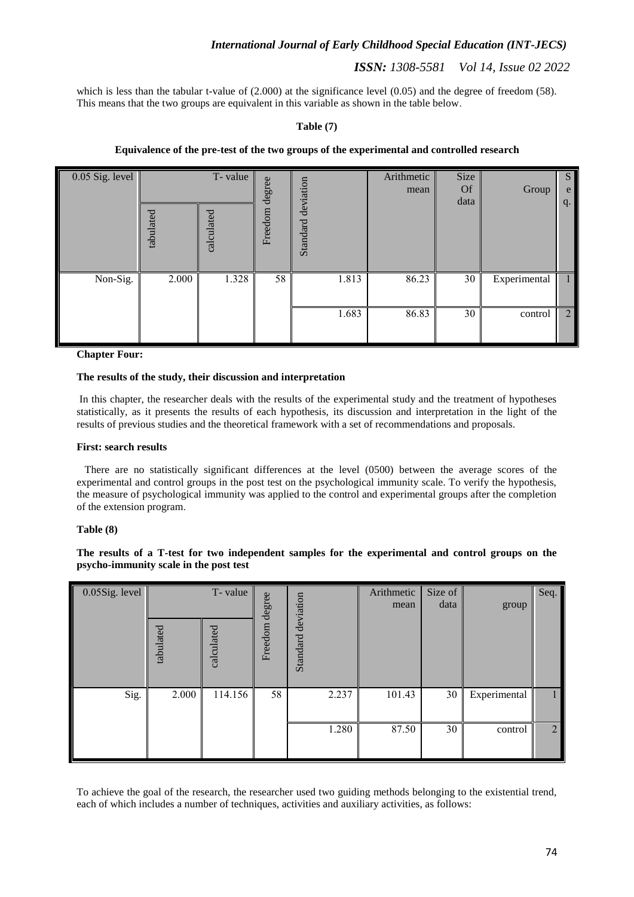which is less than the tabular t-value of (2.000) at the significance level (0.05) and the degree of freedom (58). This means that the two groups are equivalent in this variable as shown in the table below.

**Table (7)**

**Equivalence of the pre-test of the two groups of the experimental and controlled research**

| 0.05 Sig. level | T- value | | Freedom degree | Standard deviation | Arithmetic mean | Size Of data | Group | Seq. |
|---|---|---|---|---|---|---|---|---|
| | tabulated | calculated | | | | | | |
| Non-Sig. | 2.000 | 1.328 | 58 | 1.813 | 86.23 | 30 | Experimental | 1 |
| | | | | 1.683 | 86.83 | 30 | control | 2 |

**Chapter Four:**

**The results of the study, their discussion and interpretation**

In this chapter, the researcher deals with the results of the experimental study and the treatment of hypotheses statistically, as it presents the results of each hypothesis, its discussion and interpretation in the light of the results of previous studies and the theoretical framework with a set of recommendations and proposals.

**First: search results**

There are no statistically significant differences at the level (0500) between the average scores of the experimental and control groups in the post test on the psychological immunity scale. To verify the hypothesis, the measure of psychological immunity was applied to the control and experimental groups after the completion of the extension program.

**Table (8)**

**The results of a T-test for two independent samples for the experimental and control groups on the psycho-immunity scale in the post test**

| 0.05Sig. level | T- value | | Freedom degree | Standard deviation | Arithmetic mean | Size of data | group | Seq. |
|---|---|---|---|---|---|---|---|---|
| | tabulated | calculated | | | | | | |
| Sig. | 2.000 | 114.156 | 58 | 2.237 | 101.43 | 30 | Experimental | 1 |
| | | | | 1.280 | 87.50 | 30 | control | 2 |

To achieve the goal of the research, the researcher used two guiding methods belonging to the existential trend, each of which includes a number of techniques, activities and auxiliary activities, as follows: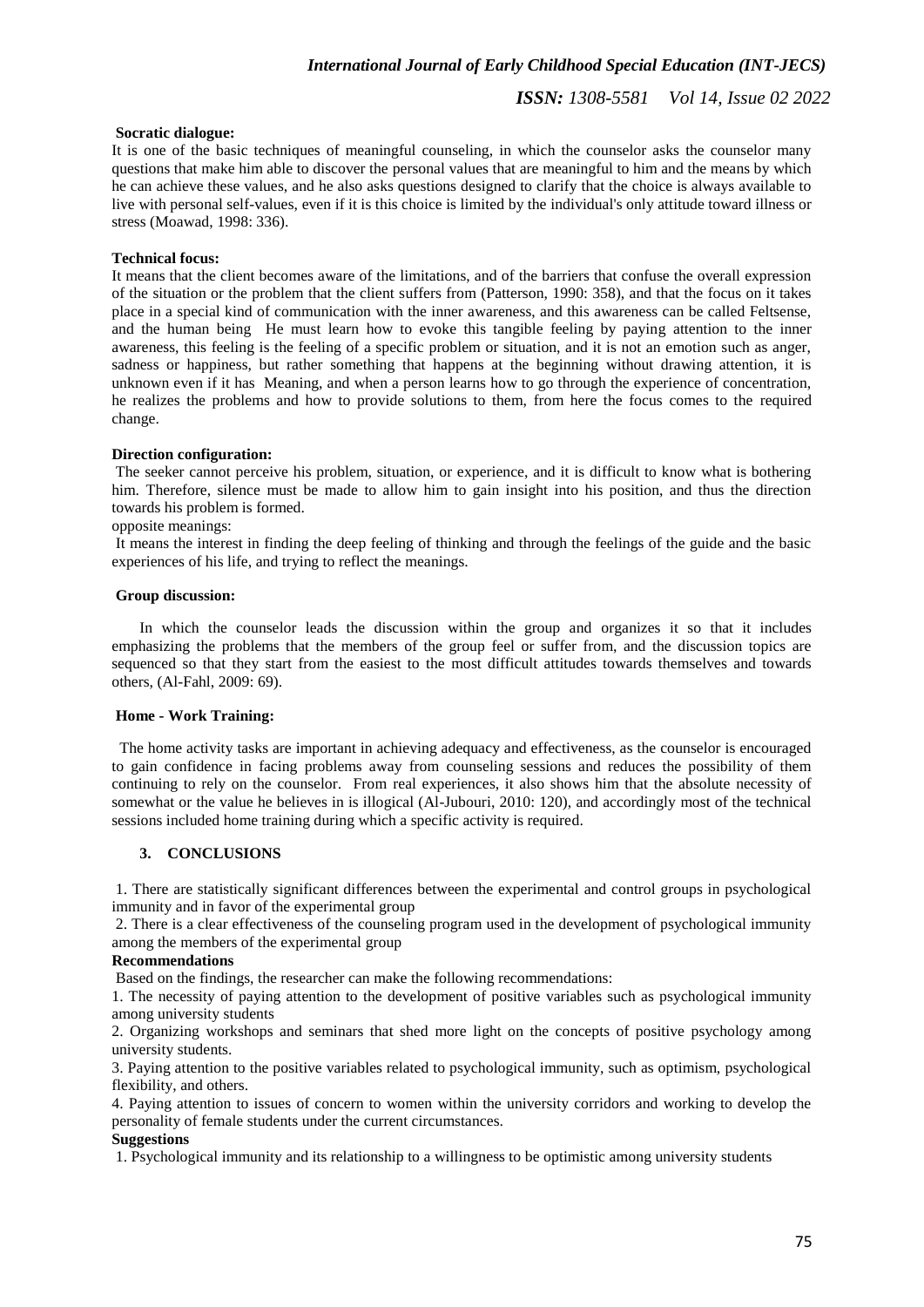**Socratic dialogue:**

It is one of the basic techniques of meaningful counseling, in which the counselor asks the counselor many questions that make him able to discover the personal values that are meaningful to him and the means by which he can achieve these values, and he also asks questions designed to clarify that the choice is always available to live with personal self-values, even if it is this choice is limited by the individual's only attitude toward illness or stress (Moawad, 1998: 336).

**Technical focus:**

It means that the client becomes aware of the limitations, and of the barriers that confuse the overall expression of the situation or the problem that the client suffers from (Patterson, 1990: 358), and that the focus on it takes place in a special kind of communication with the inner awareness, and this awareness can be called Feltsense, and the human being He must learn how to evoke this tangible feeling by paying attention to the inner awareness, this feeling is the feeling of a specific problem or situation, and it is not an emotion such as anger, sadness or happiness, but rather something that happens at the beginning without drawing attention, it is unknown even if it has Meaning, and when a person learns how to go through the experience of concentration, he realizes the problems and how to provide solutions to them, from here the focus comes to the required change.

**Direction configuration:**

The seeker cannot perceive his problem, situation, or experience, and it is difficult to know what is bothering him. Therefore, silence must be made to allow him to gain insight into his position, and thus the direction towards his problem is formed.

opposite meanings:

It means the interest in finding the deep feeling of thinking and through the feelings of the guide and the basic experiences of his life, and trying to reflect the meanings.

**Group discussion:**

In which the counselor leads the discussion within the group and organizes it so that it includes emphasizing the problems that the members of the group feel or suffer from, and the discussion topics are sequenced so that they start from the easiest to the most difficult attitudes towards themselves and towards others, (Al-Fahl, 2009: 69).

**Home - Work Training:**

The home activity tasks are important in achieving adequacy and effectiveness, as the counselor is encouraged to gain confidence in facing problems away from counseling sessions and reduces the possibility of them continuing to rely on the counselor. From real experiences, it also shows him that the absolute necessity of somewhat or the value he believes in is illogical (Al-Jubouri, 2010: 120), and accordingly most of the technical sessions included home training during which a specific activity is required.

## 3. CONCLUSIONS

1. There are statistically significant differences between the experimental and control groups in psychological immunity and in favor of the experimental group
2. There is a clear effectiveness of the counseling program used in the development of psychological immunity among the members of the experimental group

**Recommendations**

Based on the findings, the researcher can make the following recommendations:

1. The necessity of paying attention to the development of positive variables such as psychological immunity among university students
2. Organizing workshops and seminars that shed more light on the concepts of positive psychology among university students.
3. Paying attention to the positive variables related to psychological immunity, such as optimism, psychological flexibility, and others.
4. Paying attention to issues of concern to women within the university corridors and working to develop the personality of female students under the current circumstances.

**Suggestions**

1. Psychological immunity and its relationship to a willingness to be optimistic among university students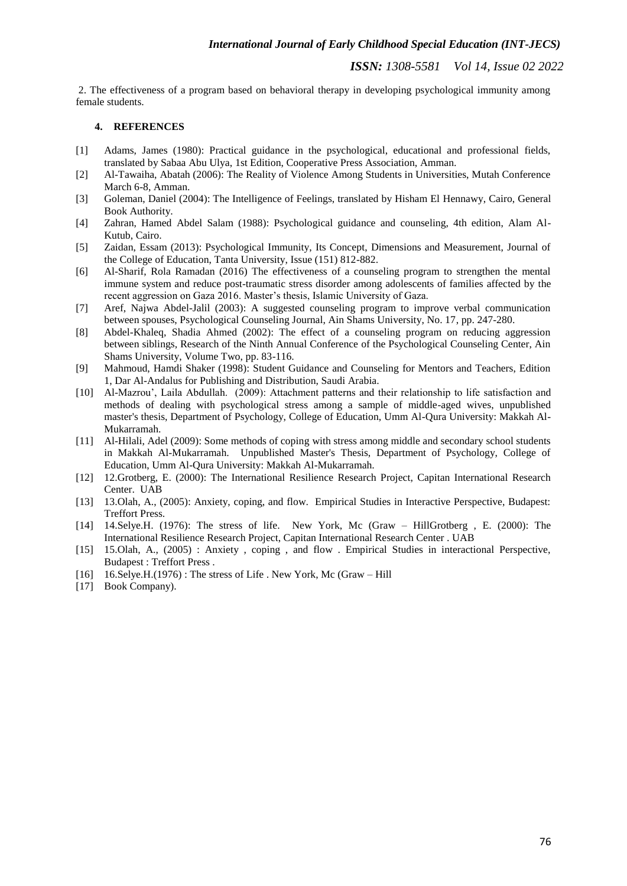2. The effectiveness of a program based on behavioral therapy in developing psychological immunity among female students.

## 4. REFERENCES

[1] Adams, James (1980): Practical guidance in the psychological, educational and professional fields, translated by Sabaa Abu Ulya, 1st Edition, Cooperative Press Association, Amman.

[2] Al-Tawaiha, Abatah (2006): The Reality of Violence Among Students in Universities, Mutah Conference March 6-8, Amman.

[3] Goleman, Daniel (2004): The Intelligence of Feelings, translated by Hisham El Hennawy, Cairo, General Book Authority.

[4] Zahran, Hamed Abdel Salam (1988): Psychological guidance and counseling, 4th edition, Alam Al-Kutub, Cairo.

[5] Zaidan, Essam (2013): Psychological Immunity, Its Concept, Dimensions and Measurement, Journal of the College of Education, Tanta University, Issue (151) 812-882.

[6] Al-Sharif, Rola Ramadan (2016) The effectiveness of a counseling program to strengthen the mental immune system and reduce post-traumatic stress disorder among adolescents of families affected by the recent aggression on Gaza 2016. Master's thesis, Islamic University of Gaza.

[7] Aref, Najwa Abdel-Jalil (2003): A suggested counseling program to improve verbal communication between spouses, Psychological Counseling Journal, Ain Shams University, No. 17, pp. 247-280.

[8] Abdel-Khaleq, Shadia Ahmed (2002): The effect of a counseling program on reducing aggression between siblings, Research of the Ninth Annual Conference of the Psychological Counseling Center, Ain Shams University, Volume Two, pp. 83-116.

[9] Mahmoud, Hamdi Shaker (1998): Student Guidance and Counseling for Mentors and Teachers, Edition 1, Dar Al-Andalus for Publishing and Distribution, Saudi Arabia.

[10] Al-Mazrou', Laila Abdullah. (2009): Attachment patterns and their relationship to life satisfaction and methods of dealing with psychological stress among a sample of middle-aged wives, unpublished master's thesis, Department of Psychology, College of Education, Umm Al-Qura University: Makkah Al-Mukarramah.

[11] Al-Hilali, Adel (2009): Some methods of coping with stress among middle and secondary school students in Makkah Al-Mukarramah. Unpublished Master's Thesis, Department of Psychology, College of Education, Umm Al-Qura University: Makkah Al-Mukarramah.

[12] 12.Grotberg, E. (2000): The International Resilience Research Project, Capitan International Research Center. UAB

[13] 13.Olah, A., (2005): Anxiety, coping, and flow. Empirical Studies in Interactive Perspective, Budapest: Treffort Press.

[14] 14.Selye.H. (1976): The stress of life. New York, Mc (Graw – HillGrotberg , E. (2000): The International Resilience Research Project, Capitan International Research Center . UAB

[15] 15.Olah, A., (2005) : Anxiety , coping , and flow . Empirical Studies in interactional Perspective, Budapest : Treffort Press .

[16] 16.Selye.H.(1976) : The stress of Life . New York, Mc (Graw – Hill

[17] Book Company).